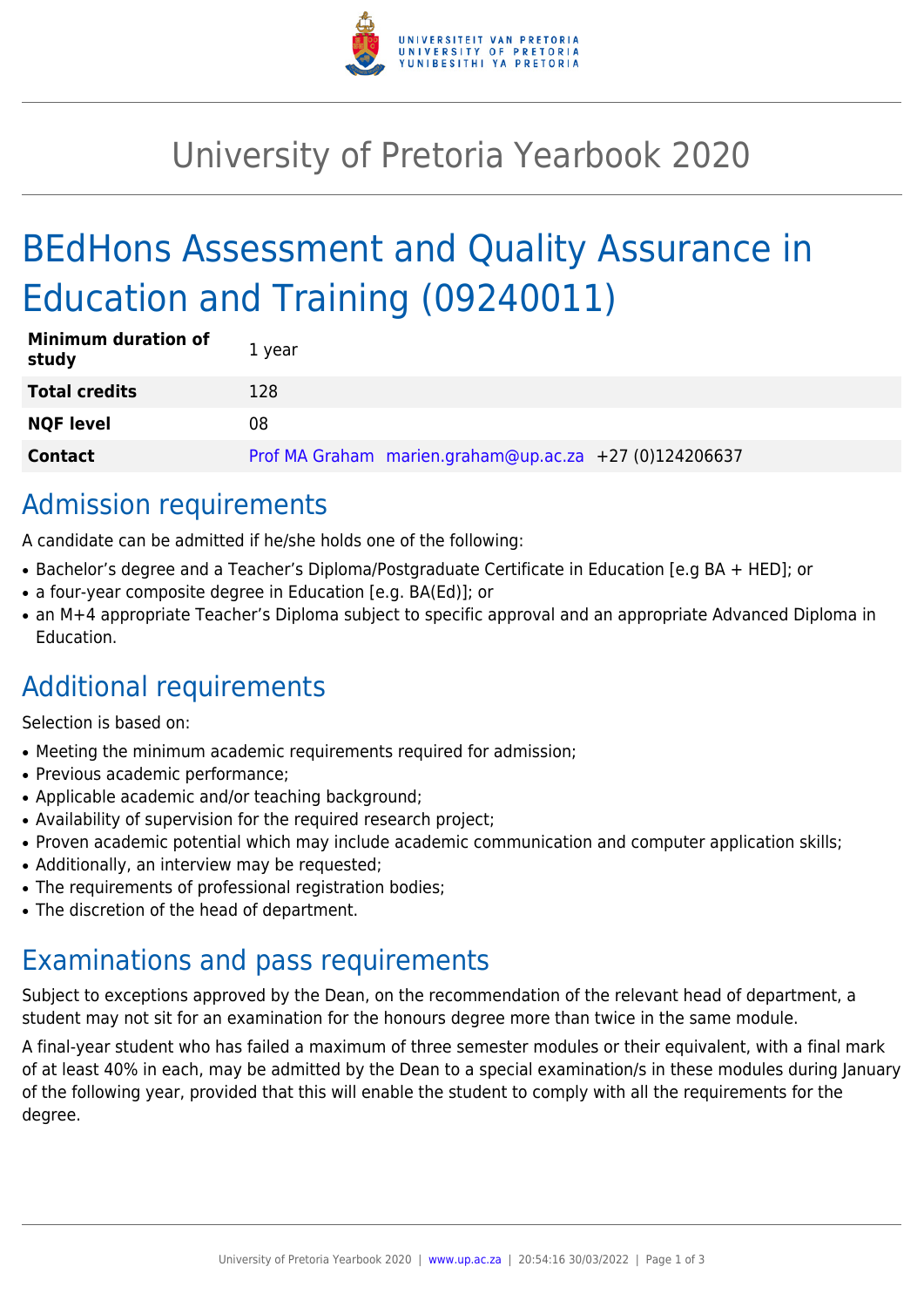# University of Pretoria Yearbook 2020

# BEdHons Assessment and Quality Assurance in Education and Training (09240011)

| | |
|---|---|
| **Minimum duration of study** | 1 year |
| **Total credits** | 128 |
| **NQF level** | 08 |
| **Contact** | Prof MA Graham marien.graham@up.ac.za +27 (0)124206637 |

## Admission requirements

A candidate can be admitted if he/she holds one of the following:

- Bachelor's degree and a Teacher's Diploma/Postgraduate Certificate in Education [e.g BA + HED]; or
- a four-year composite degree in Education [e.g. BA(Ed)]; or
- an M+4 appropriate Teacher's Diploma subject to specific approval and an appropriate Advanced Diploma in Education.

## Additional requirements

Selection is based on:

- Meeting the minimum academic requirements required for admission;
- Previous academic performance;
- Applicable academic and/or teaching background;
- Availability of supervision for the required research project;
- Proven academic potential which may include academic communication and computer application skills;
- Additionally, an interview may be requested;
- The requirements of professional registration bodies;
- The discretion of the head of department.

## Examinations and pass requirements

Subject to exceptions approved by the Dean, on the recommendation of the relevant head of department, a student may not sit for an examination for the honours degree more than twice in the same module.

A final-year student who has failed a maximum of three semester modules or their equivalent, with a final mark of at least 40% in each, may be admitted by the Dean to a special examination/s in these modules during January of the following year, provided that this will enable the student to comply with all the requirements for the degree.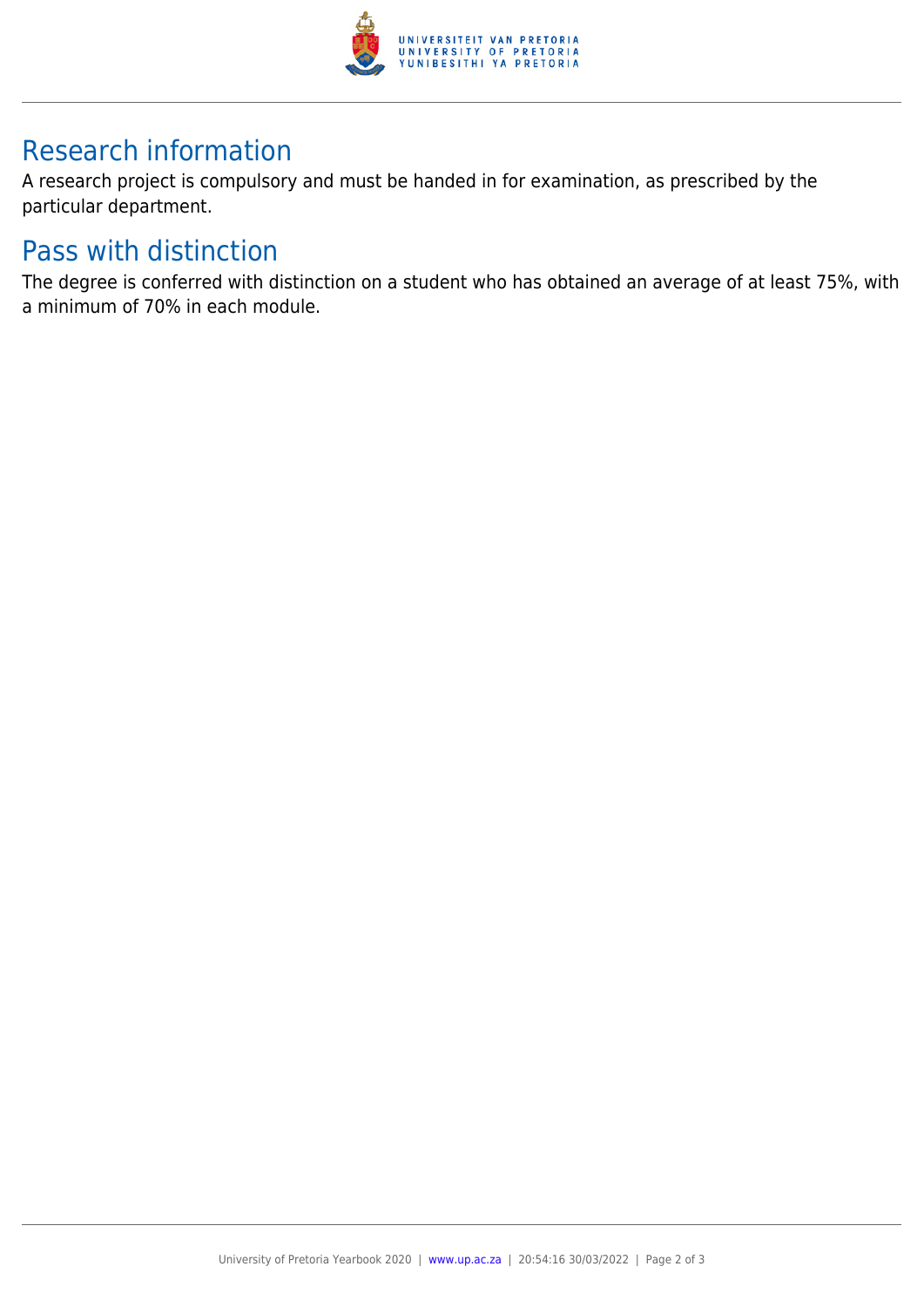## Research information

A research project is compulsory and must be handed in for examination, as prescribed by the particular department.

## Pass with distinction

The degree is conferred with distinction on a student who has obtained an average of at least 75%, with a minimum of 70% in each module.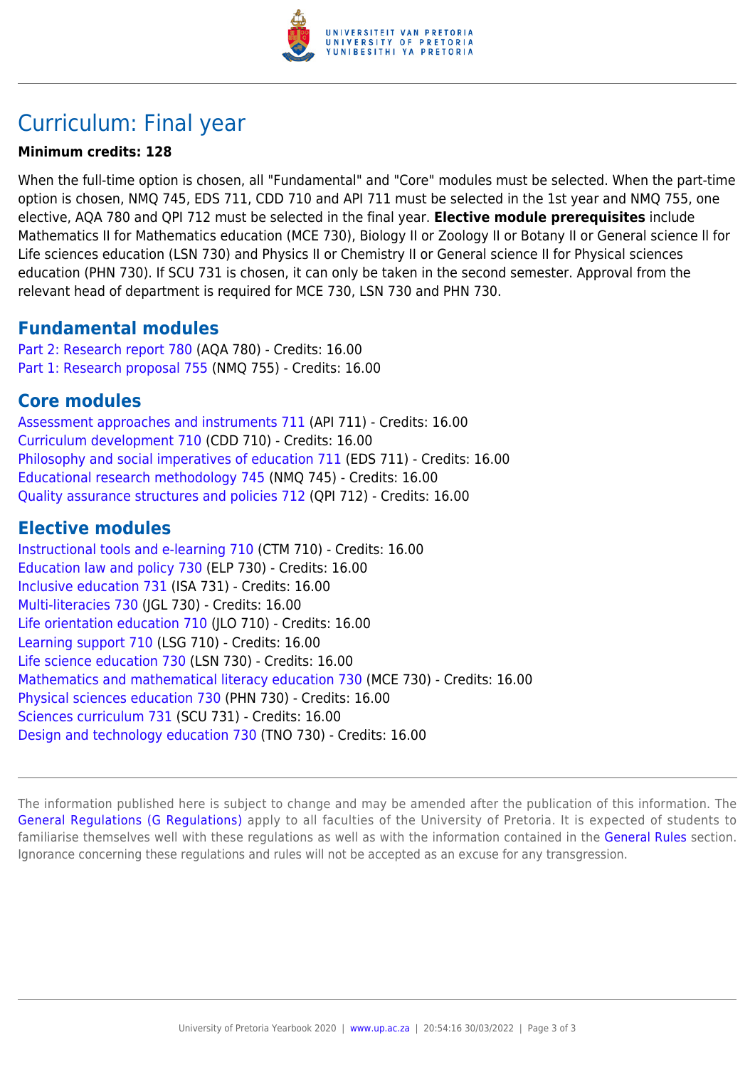# Curriculum: Final year

**Minimum credits: 128**

When the full-time option is chosen, all "Fundamental" and "Core" modules must be selected. When the part-time option is chosen, NMQ 745, EDS 711, CDD 710 and API 711 must be selected in the 1st year and NMQ 755, one elective, AQA 780 and QPI 712 must be selected in the final year. **Elective module prerequisites** include Mathematics II for Mathematics education (MCE 730), Biology II or Zoology II or Botany II or General science II for Life sciences education (LSN 730) and Physics II or Chemistry II or General science II for Physical sciences education (PHN 730). If SCU 731 is chosen, it can only be taken in the second semester. Approval from the relevant head of department is required for MCE 730, LSN 730 and PHN 730.

## Fundamental modules

Part 2: Research report 780 (AQA 780) - Credits: 16.00
Part 1: Research proposal 755 (NMQ 755) - Credits: 16.00

## Core modules

Assessment approaches and instruments 711 (API 711) - Credits: 16.00
Curriculum development 710 (CDD 710) - Credits: 16.00
Philosophy and social imperatives of education 711 (EDS 711) - Credits: 16.00
Educational research methodology 745 (NMQ 745) - Credits: 16.00
Quality assurance structures and policies 712 (QPI 712) - Credits: 16.00

## Elective modules

Instructional tools and e-learning 710 (CTM 710) - Credits: 16.00
Education law and policy 730 (ELP 730) - Credits: 16.00
Inclusive education 731 (ISA 731) - Credits: 16.00
Multi-literacies 730 (JGL 730) - Credits: 16.00
Life orientation education 710 (JLO 710) - Credits: 16.00
Learning support 710 (LSG 710) - Credits: 16.00
Life science education 730 (LSN 730) - Credits: 16.00
Mathematics and mathematical literacy education 730 (MCE 730) - Credits: 16.00
Physical sciences education 730 (PHN 730) - Credits: 16.00
Sciences curriculum 731 (SCU 731) - Credits: 16.00
Design and technology education 730 (TNO 730) - Credits: 16.00

The information published here is subject to change and may be amended after the publication of this information. The General Regulations (G Regulations) apply to all faculties of the University of Pretoria. It is expected of students to familiarise themselves well with these regulations as well as with the information contained in the General Rules section. Ignorance concerning these regulations and rules will not be accepted as an excuse for any transgression.